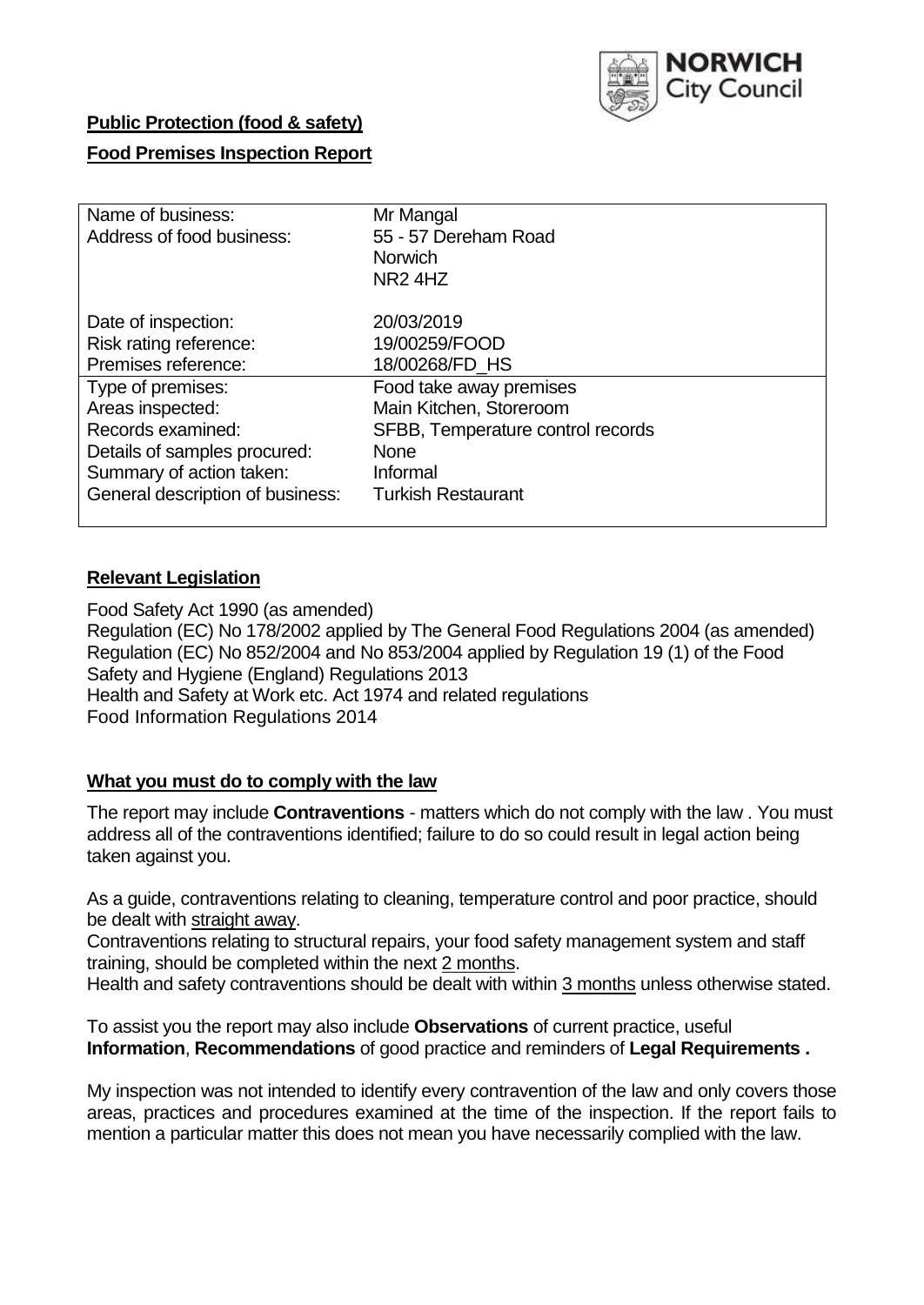**Public Protection (food & safety)**

**Food Premises Inspection Report**

| | |
|---|---|
| Name of business: | Mr Mangal |
| Address of food business: | 55 - 57 Dereham Road<br>Norwich<br>NR2 4HZ |
| Date of inspection: | 20/03/2019 |
| Risk rating reference: | 19/00259/FOOD |
| Premises reference: | 18/00268/FD_HS |
| Type of premises: | Food take away premises |
| Areas inspected: | Main Kitchen, Storeroom |
| Records examined: | SFBB, Temperature control records |
| Details of samples procured: | None |
| Summary of action taken: | Informal |
| General description of business: | Turkish Restaurant |

**Relevant Legislation**

Food Safety Act 1990 (as amended)
Regulation (EC) No 178/2002 applied by The General Food Regulations 2004 (as amended)
Regulation (EC) No 852/2004 and No 853/2004 applied by Regulation 19 (1) of the Food Safety and Hygiene (England) Regulations 2013
Health and Safety at Work etc. Act 1974 and related regulations
Food Information Regulations 2014

**What you must do to comply with the law**

The report may include **Contraventions** - matters which do not comply with the law . You must address all of the contraventions identified; failure to do so could result in legal action being taken against you.

As a guide, contraventions relating to cleaning, temperature control and poor practice, should be dealt with straight away.

Contraventions relating to structural repairs, your food safety management system and staff training, should be completed within the next 2 months.

Health and safety contraventions should be dealt with within 3 months unless otherwise stated.

To assist you the report may also include **Observations** of current practice, useful **Information**, **Recommendations** of good practice and reminders of **Legal Requirements .**

My inspection was not intended to identify every contravention of the law and only covers those areas, practices and procedures examined at the time of the inspection. If the report fails to mention a particular matter this does not mean you have necessarily complied with the law.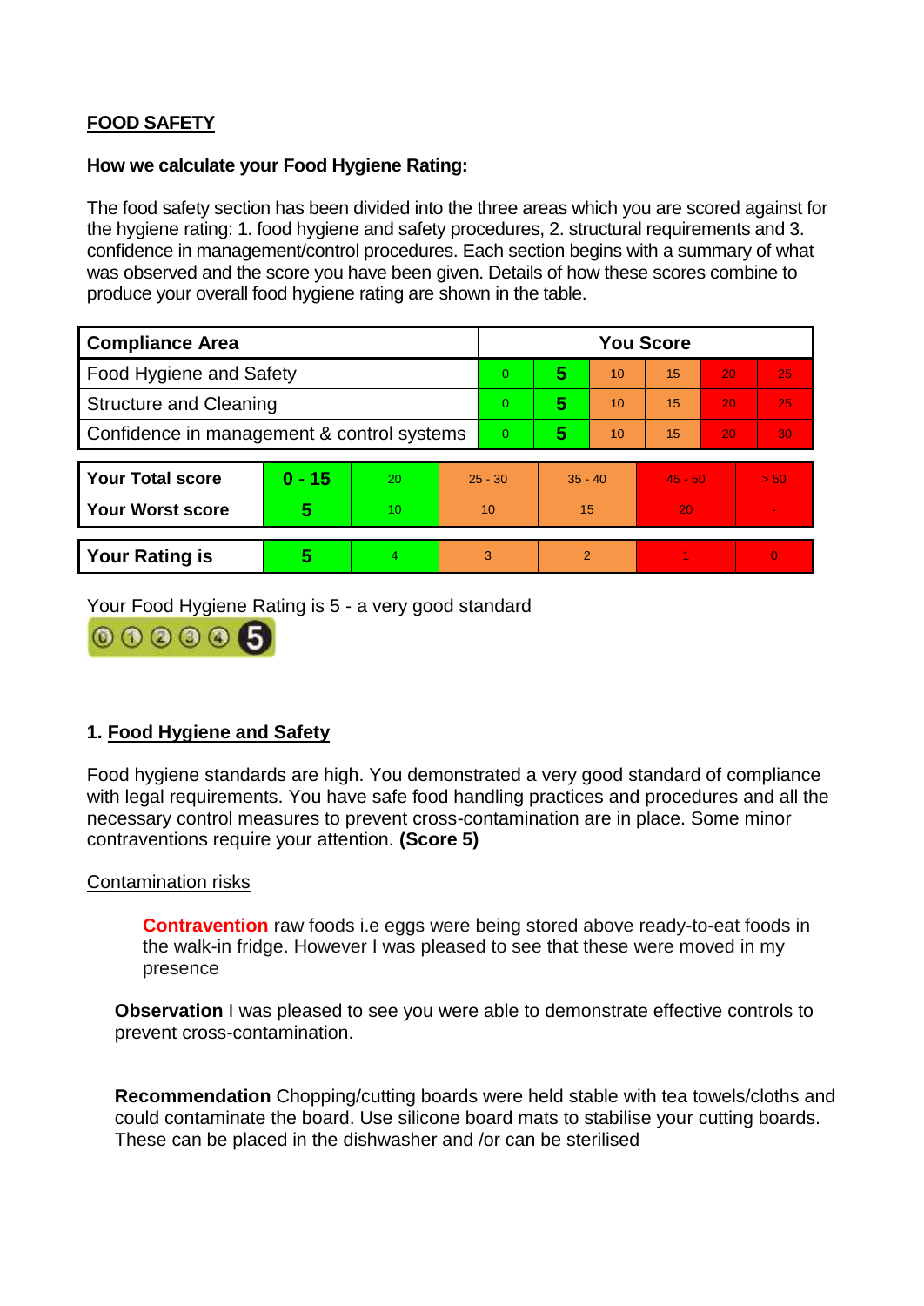**FOOD SAFETY**

**How we calculate your Food Hygiene Rating:**

The food safety section has been divided into the three areas which you are scored against for the hygiene rating: 1. food hygiene and safety procedures, 2. structural requirements and 3. confidence in management/control procedures. Each section begins with a summary of what was observed and the score you have been given. Details of how these scores combine to produce your overall food hygiene rating are shown in the table.

| Compliance Area | You Score | | | | | |
|---|---|---|---|---|---|---|
| Food Hygiene and Safety | 0 | **5** | 10 | 15 | 20 | 25 |
| Structure and Cleaning | 0 | **5** | 10 | 15 | 20 | 25 |
| Confidence in management & control systems | 0 | **5** | 10 | 15 | 20 | 30 |

| | | | | | | |
|---|---|---|---|---|---|---|
| **Your Total score** | **0 - 15** | 20 | 25 - 30 | 35 - 40 | 45 - 50 | > 50 |
| **Your Worst score** | **5** | 10 | 10 | 15 | 20 | - |

| | | | | | | |
|---|---|---|---|---|---|---|
| **Your Rating is** | **5** | 4 | 3 | 2 | 1 | 0 |

Your Food Hygiene Rating is 5 - a very good standard

## 1. Food Hygiene and Safety

Food hygiene standards are high. You demonstrated a very good standard of compliance with legal requirements. You have safe food handling practices and procedures and all the necessary control measures to prevent cross-contamination are in place. Some minor contraventions require your attention. **(Score 5)**

Contamination risks

**Contravention** raw foods i.e eggs were being stored above ready-to-eat foods in the walk-in fridge. However I was pleased to see that these were moved in my presence

**Observation** I was pleased to see you were able to demonstrate effective controls to prevent cross-contamination.

**Recommendation** Chopping/cutting boards were held stable with tea towels/cloths and could contaminate the board. Use silicone board mats to stabilise your cutting boards. These can be placed in the dishwasher and /or can be sterilised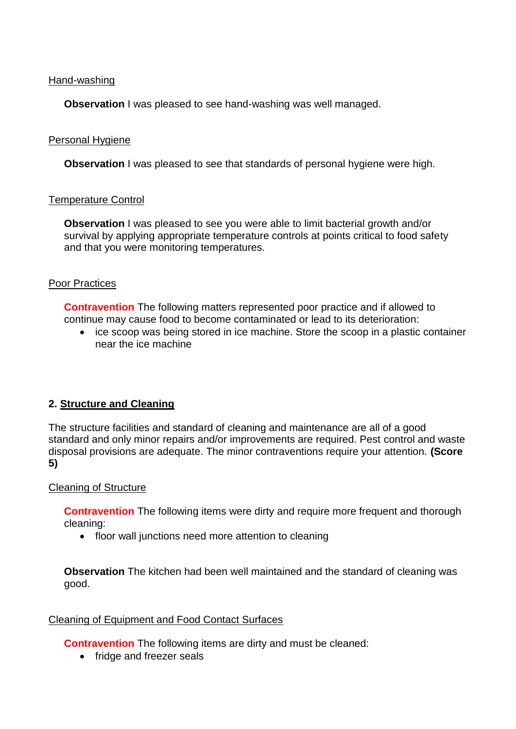Hand-washing

**Observation** I was pleased to see hand-washing was well managed.

Personal Hygiene

**Observation** I was pleased to see that standards of personal hygiene were high.

Temperature Control

**Observation** I was pleased to see you were able to limit bacterial growth and/or survival by applying appropriate temperature controls at points critical to food safety and that you were monitoring temperatures.

Poor Practices

**Contravention** The following matters represented poor practice and if allowed to continue may cause food to become contaminated or lead to its deterioration:

- ice scoop was being stored in ice machine. Store the scoop in a plastic container near the ice machine

## 2. Structure and Cleaning

The structure facilities and standard of cleaning and maintenance are all of a good standard and only minor repairs and/or improvements are required. Pest control and waste disposal provisions are adequate. The minor contraventions require your attention. **(Score 5)**

Cleaning of Structure

**Contravention** The following items were dirty and require more frequent and thorough cleaning:

- floor wall junctions need more attention to cleaning

**Observation** The kitchen had been well maintained and the standard of cleaning was good.

Cleaning of Equipment and Food Contact Surfaces

**Contravention** The following items are dirty and must be cleaned:

- fridge and freezer seals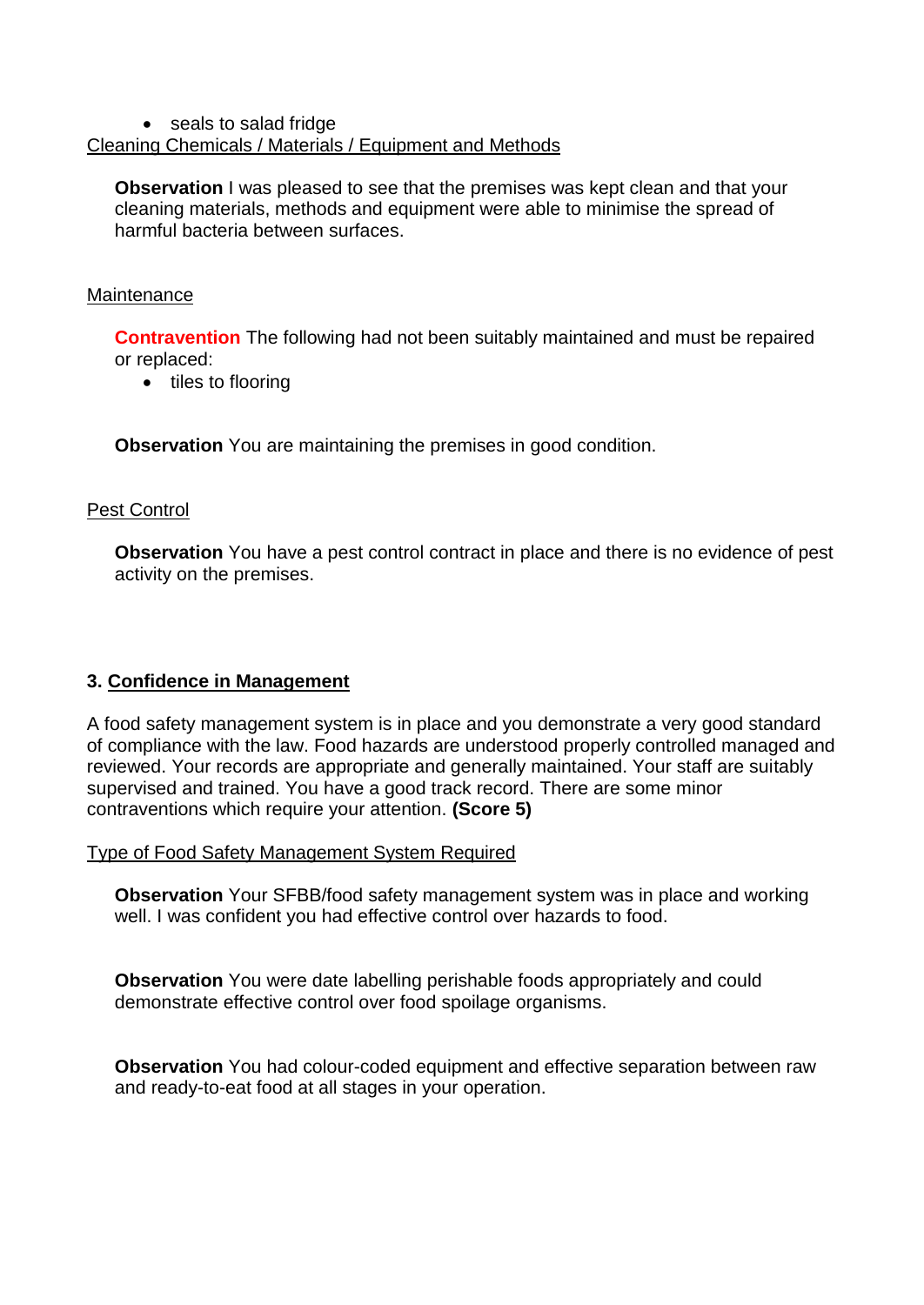- seals to salad fridge

Cleaning Chemicals / Materials / Equipment and Methods

**Observation** I was pleased to see that the premises was kept clean and that your cleaning materials, methods and equipment were able to minimise the spread of harmful bacteria between surfaces.

Maintenance

**Contravention** The following had not been suitably maintained and must be repaired or replaced:

- tiles to flooring

**Observation** You are maintaining the premises in good condition.

Pest Control

**Observation** You have a pest control contract in place and there is no evidence of pest activity on the premises.

## 3. Confidence in Management

A food safety management system is in place and you demonstrate a very good standard of compliance with the law. Food hazards are understood properly controlled managed and reviewed. Your records are appropriate and generally maintained. Your staff are suitably supervised and trained. You have a good track record. There are some minor contraventions which require your attention. **(Score 5)**

Type of Food Safety Management System Required

**Observation** Your SFBB/food safety management system was in place and working well. I was confident you had effective control over hazards to food.

**Observation** You were date labelling perishable foods appropriately and could demonstrate effective control over food spoilage organisms.

**Observation** You had colour-coded equipment and effective separation between raw and ready-to-eat food at all stages in your operation.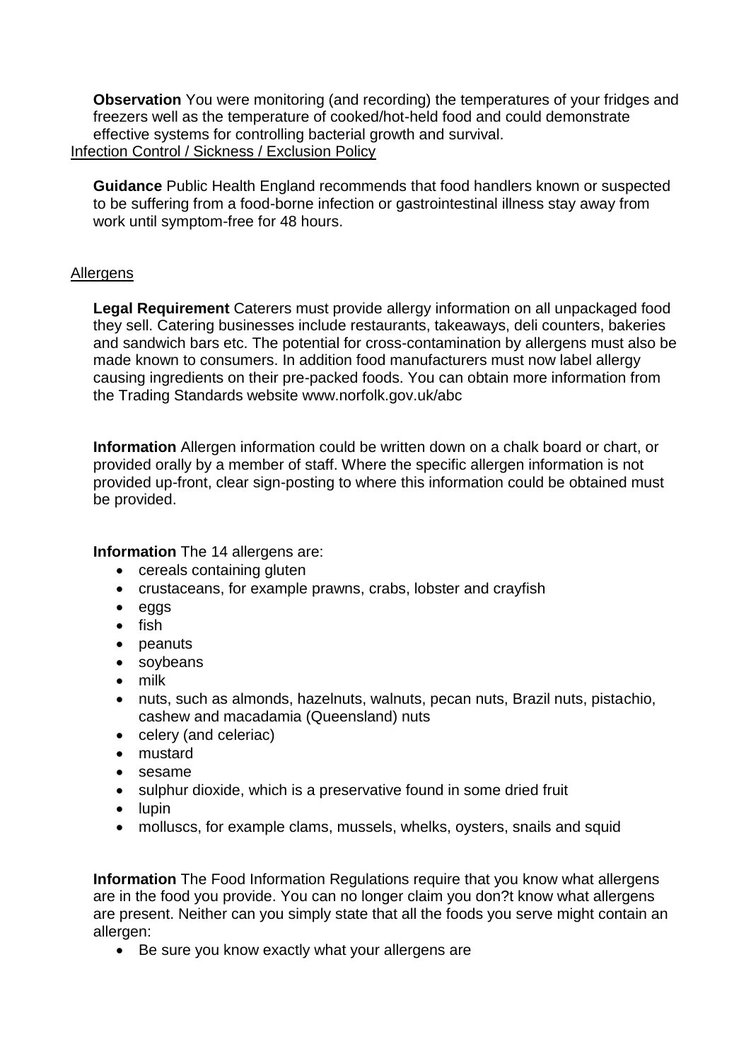**Observation** You were monitoring (and recording) the temperatures of your fridges and freezers well as the temperature of cooked/hot-held food and could demonstrate effective systems for controlling bacterial growth and survival.

Infection Control / Sickness / Exclusion Policy

**Guidance** Public Health England recommends that food handlers known or suspected to be suffering from a food-borne infection or gastrointestinal illness stay away from work until symptom-free for 48 hours.

Allergens

**Legal Requirement** Caterers must provide allergy information on all unpackaged food they sell. Catering businesses include restaurants, takeaways, deli counters, bakeries and sandwich bars etc. The potential for cross-contamination by allergens must also be made known to consumers. In addition food manufacturers must now label allergy causing ingredients on their pre-packed foods. You can obtain more information from the Trading Standards website www.norfolk.gov.uk/abc

**Information** Allergen information could be written down on a chalk board or chart, or provided orally by a member of staff. Where the specific allergen information is not provided up-front, clear sign-posting to where this information could be obtained must be provided.

**Information** The 14 allergens are:

- cereals containing gluten
- crustaceans, for example prawns, crabs, lobster and crayfish
- eggs
- fish
- peanuts
- soybeans
- milk
- nuts, such as almonds, hazelnuts, walnuts, pecan nuts, Brazil nuts, pistachio, cashew and macadamia (Queensland) nuts
- celery (and celeriac)
- mustard
- sesame
- sulphur dioxide, which is a preservative found in some dried fruit
- lupin
- molluscs, for example clams, mussels, whelks, oysters, snails and squid

**Information** The Food Information Regulations require that you know what allergens are in the food you provide. You can no longer claim you don?t know what allergens are present. Neither can you simply state that all the foods you serve might contain an allergen:

- Be sure you know exactly what your allergens are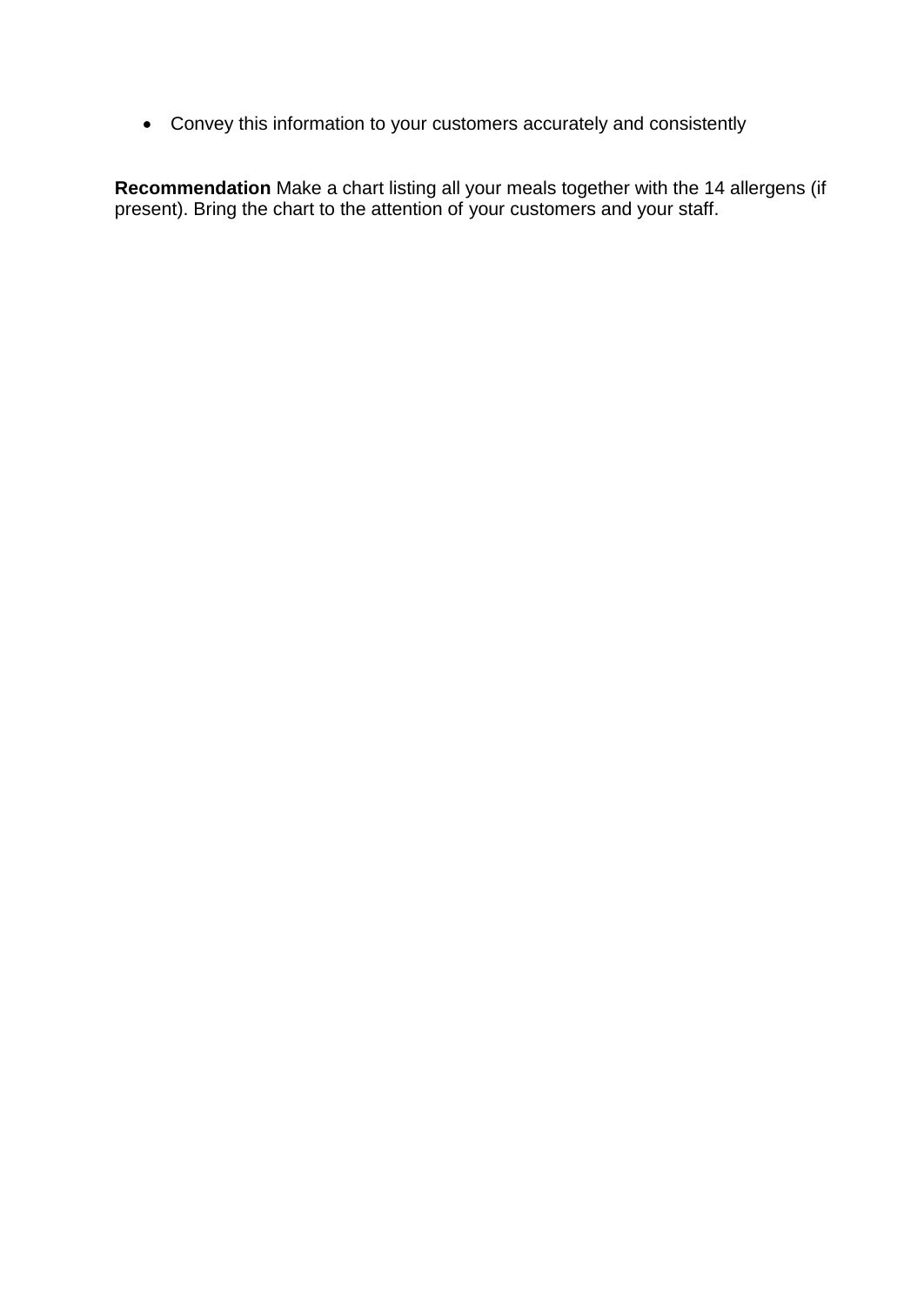- Convey this information to your customers accurately and consistently

**Recommendation** Make a chart listing all your meals together with the 14 allergens (if present). Bring the chart to the attention of your customers and your staff.